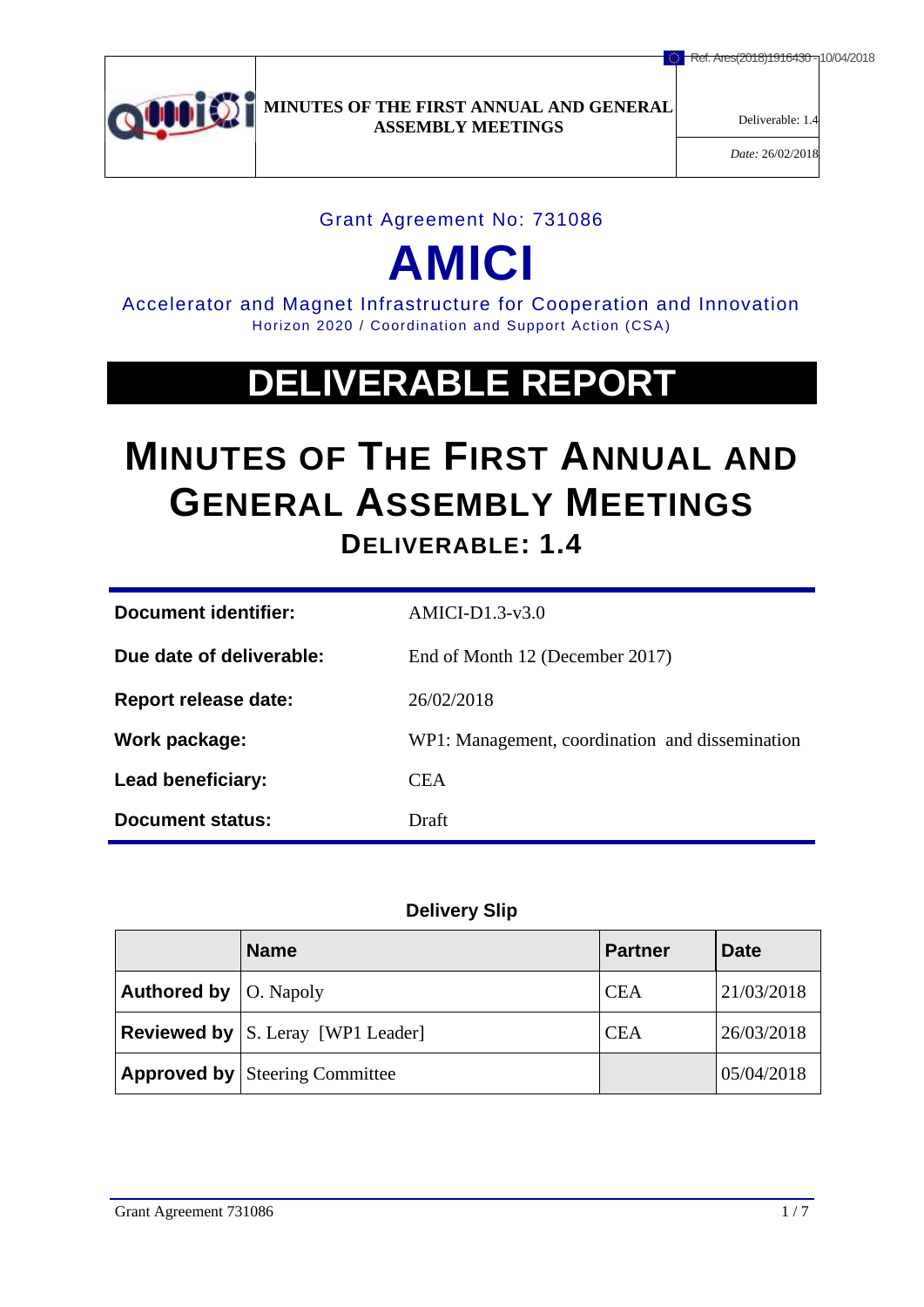Ref. Ares(2018)1916430 - 10/04/2018

| | MINUTES OF THE FIRST ANNUAL AND GENERAL ASSEMBLY MEETINGS | Deliverable: 1.4 |
|---|---|---|
| | | *Date:* 26/02/2018 |

Grant Agreement No: 731086

# AMICI

Accelerator and Magnet Infrastructure for Cooperation and Innovation

Horizon 2020 / Coordination and Support Action (CSA)

# DELIVERABLE REPORT

# MINUTES OF THE FIRST ANNUAL AND GENERAL ASSEMBLY MEETINGS

## DELIVERABLE: 1.4

| | |
|---|---|
| **Document identifier:** | AMICI-D1.3-v3.0 |
| **Due date of deliverable:** | End of Month 12 (December 2017) |
| **Report release date:** | 26/02/2018 |
| **Work package:** | WP1: Management, coordination and dissemination |
| **Lead beneficiary:** | CEA |
| **Document status:** | Draft |

**Delivery Slip**

| | Name | Partner | Date |
|---|---|---|---|
| **Authored by** | O. Napoly | CEA | 21/03/2018 |
| **Reviewed by** | S. Leray [WP1 Leader] | CEA | 26/03/2018 |
| **Approved by** | Steering Committee | | 05/04/2018 |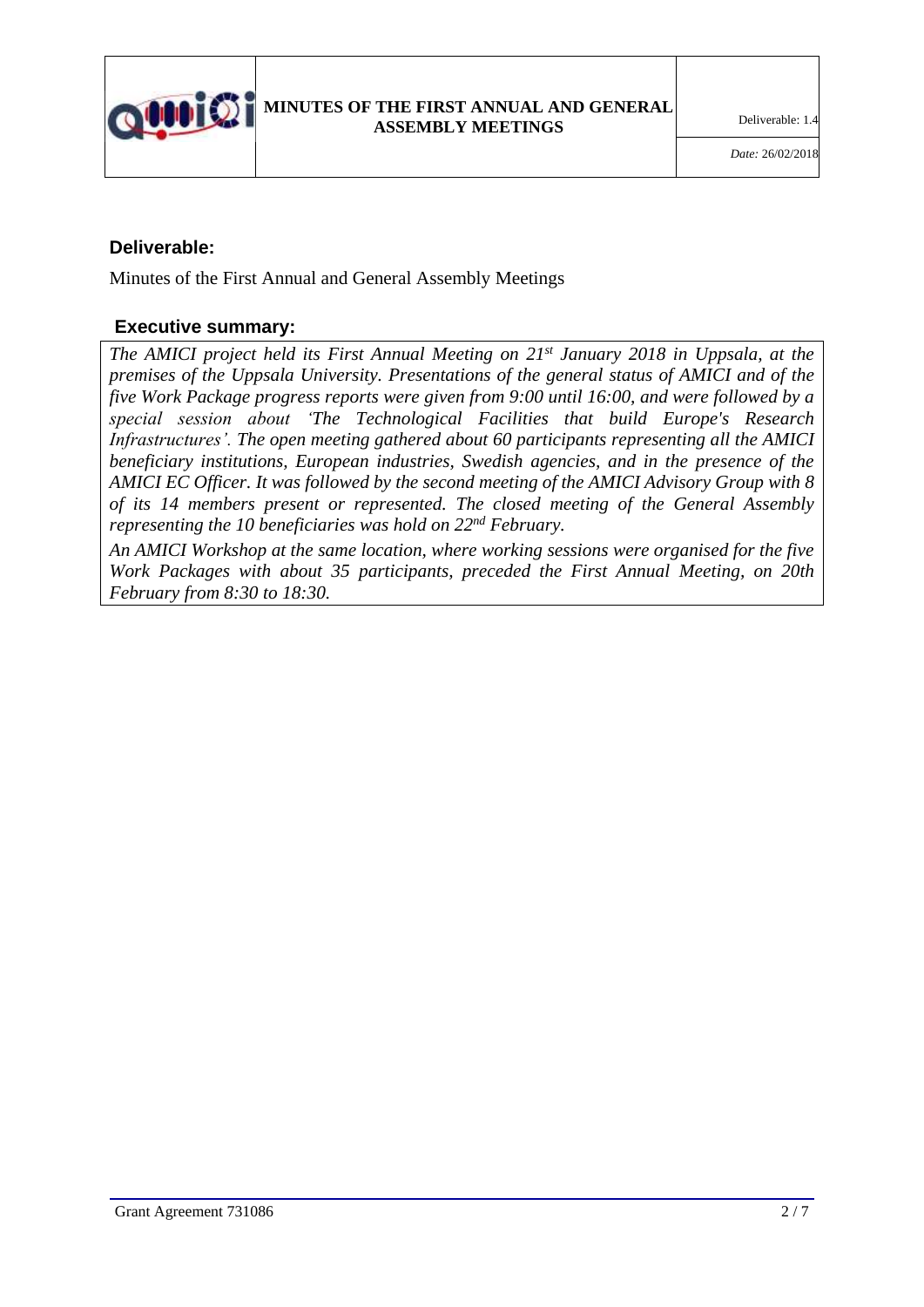## Deliverable:

Minutes of the First Annual and General Assembly Meetings

## Executive summary:

*The AMICI project held its First Annual Meeting on 21st January 2018 in Uppsala, at the premises of the Uppsala University. Presentations of the general status of AMICI and of the five Work Package progress reports were given from 9:00 until 16:00, and were followed by a special session about 'The Technological Facilities that build Europe's Research Infrastructures'. The open meeting gathered about 60 participants representing all the AMICI beneficiary institutions, European industries, Swedish agencies, and in the presence of the AMICI EC Officer. It was followed by the second meeting of the AMICI Advisory Group with 8 of its 14 members present or represented. The closed meeting of the General Assembly representing the 10 beneficiaries was hold on 22nd February.*

*An AMICI Workshop at the same location, where working sessions were organised for the five Work Packages with about 35 participants, preceded the First Annual Meeting, on 20th February from 8:30 to 18:30.*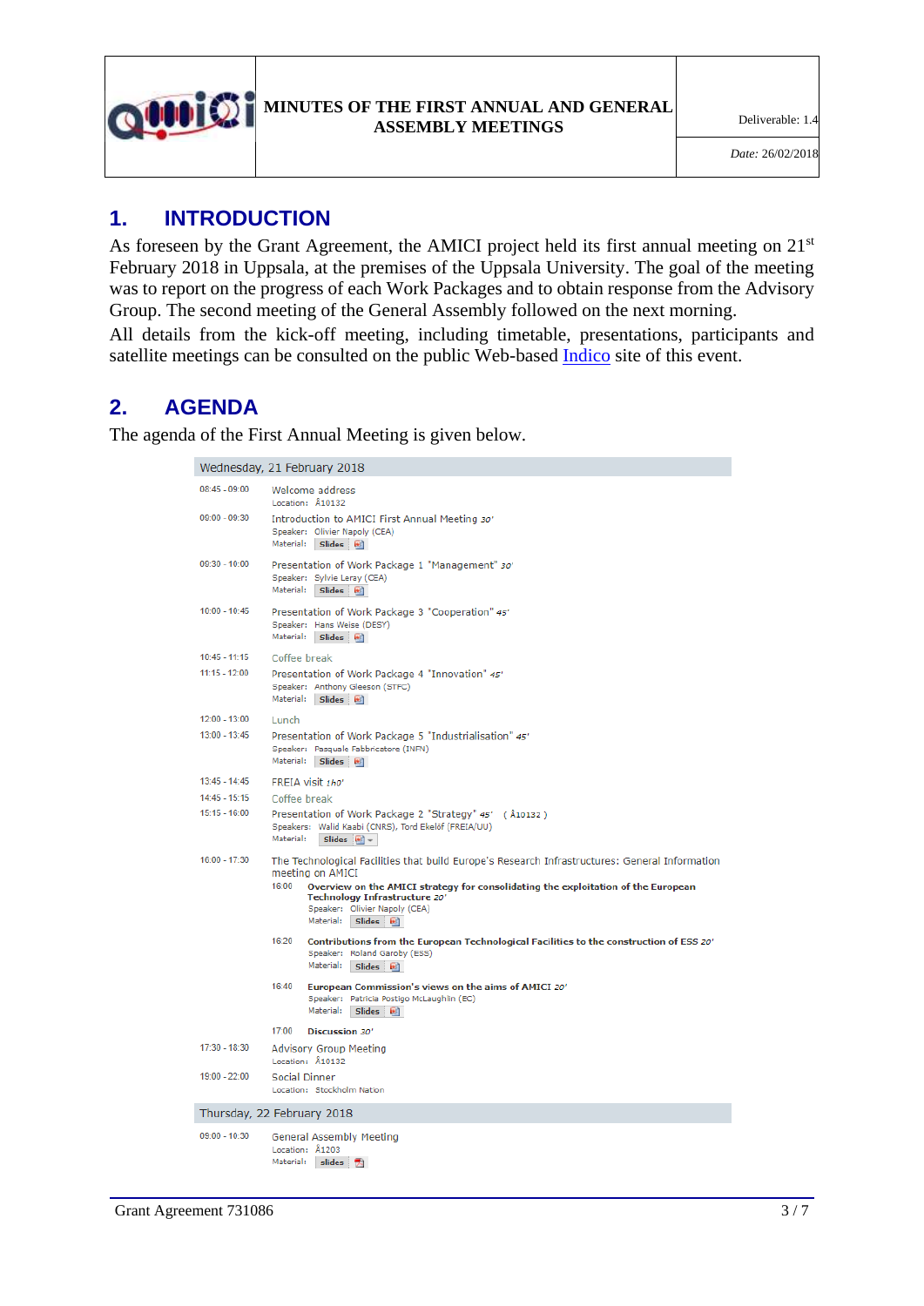## 1. INTRODUCTION

As foreseen by the Grant Agreement, the AMICI project held its first annual meeting on 21st February 2018 in Uppsala, at the premises of the Uppsala University. The goal of the meeting was to report on the progress of each Work Packages and to obtain response from the Advisory Group. The second meeting of the General Assembly followed on the next morning.

All details from the kick-off meeting, including timetable, presentations, participants and satellite meetings can be consulted on the public Web-based Indico site of this event.

## 2. AGENDA

The agenda of the First Annual Meeting is given below.

**Wednesday, 21 February 2018**

| Time | Item |
| --- | --- |
| 08:45 - 09:00 | Welcome address<br>Location: Å10132 |
| 09:00 - 09:30 | Introduction to AMICI First Annual Meeting 30'<br>Speaker: Olivier Napoly (CEA)<br>Material: Slides |
| 09:30 - 10:00 | Presentation of Work Package 1 "Management" 30'<br>Speaker: Sylvie Leray (CEA)<br>Material: Slides |
| 10:00 - 10:45 | Presentation of Work Package 3 "Cooperation" 45'<br>Speaker: Hans Weise (DESY)<br>Material: Slides |
| 10:45 - 11:15 | Coffee break |
| 11:15 - 12:00 | Presentation of Work Package 4 "Innovation" 45'<br>Speaker: Anthony Gleeson (STFC)<br>Material: Slides |
| 12:00 - 13:00 | Lunch |
| 13:00 - 13:45 | Presentation of Work Package 5 "Industrialisation" 45'<br>Speaker: Pasquale Fabbricatore (INFN)<br>Material: Slides |
| 13:45 - 14:45 | FREIA visit 1h0' |
| 14:45 - 15:15 | Coffee break |
| 15:15 - 16:00 | Presentation of Work Package 2 "Strategy" 45' (Å10132)<br>Speakers: Walid Kaabi (CNRS), Tord Ekelöf (FREIA/UU)<br>Material: Slides |
| 16:00 - 17:30 | The Technological Facilities that build Europe's Research Infrastructures: General Information meeting on AMICI<br>16:00 **Overview on the AMICI strategy for consolidating the exploitation of the European Technology Infrastructure** 20'<br>Speaker: Olivier Napoly (CEA)<br>Material: Slides<br>16:20 **Contributions from the European Technological Facilities to the construction of ESS** 20'<br>Speaker: Roland Garoby (ESS)<br>Material: Slides<br>16:40 **European Commission's views on the aims of AMICI** 20'<br>Speaker: Patricia Postigo McLaughlin (EC)<br>Material: Slides<br>17:00 **Discussion** 30' |
| 17:30 - 18:30 | Advisory Group Meeting<br>Location: Å10132 |
| 19:00 - 22:00 | Social Dinner<br>Location: Stockholm Nation |

**Thursday, 22 February 2018**

| Time | Item |
| --- | --- |
| 09:00 - 10:30 | General Assembly Meeting<br>Location: Å1203<br>Material: slides |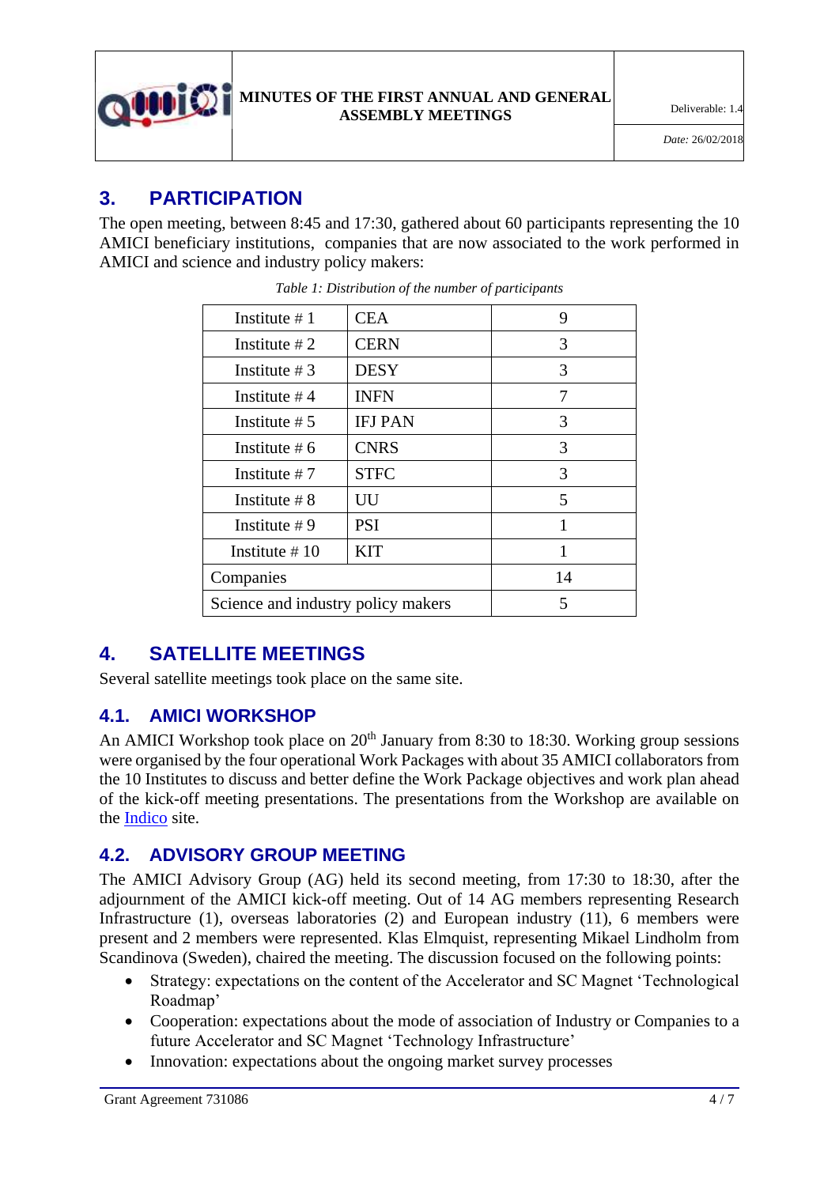## 3. PARTICIPATION

The open meeting, between 8:45 and 17:30, gathered about 60 participants representing the 10 AMICI beneficiary institutions, companies that are now associated to the work performed in AMICI and science and industry policy makers:

*Table 1: Distribution of the number of participants*

| | | |
|---|---|---|
| Institute # 1 | CEA | 9 |
| Institute # 2 | CERN | 3 |
| Institute # 3 | DESY | 3 |
| Institute # 4 | INFN | 7 |
| Institute # 5 | IFJ PAN | 3 |
| Institute # 6 | CNRS | 3 |
| Institute # 7 | STFC | 3 |
| Institute # 8 | UU | 5 |
| Institute # 9 | PSI | 1 |
| Institute # 10 | KIT | 1 |
| Companies | | 14 |
| Science and industry policy makers | | 5 |

## 4. SATELLITE MEETINGS

Several satellite meetings took place on the same site.

### 4.1. AMICI WORKSHOP

An AMICI Workshop took place on 20th January from 8:30 to 18:30. Working group sessions were organised by the four operational Work Packages with about 35 AMICI collaborators from the 10 Institutes to discuss and better define the Work Package objectives and work plan ahead of the kick-off meeting presentations. The presentations from the Workshop are available on the Indico site.

### 4.2. ADVISORY GROUP MEETING

The AMICI Advisory Group (AG) held its second meeting, from 17:30 to 18:30, after the adjournment of the AMICI kick-off meeting. Out of 14 AG members representing Research Infrastructure (1), overseas laboratories (2) and European industry (11), 6 members were present and 2 members were represented. Klas Elmquist, representing Mikael Lindholm from Scandinova (Sweden), chaired the meeting. The discussion focused on the following points:

- Strategy: expectations on the content of the Accelerator and SC Magnet 'Technological Roadmap'
- Cooperation: expectations about the mode of association of Industry or Companies to a future Accelerator and SC Magnet 'Technology Infrastructure'
- Innovation: expectations about the ongoing market survey processes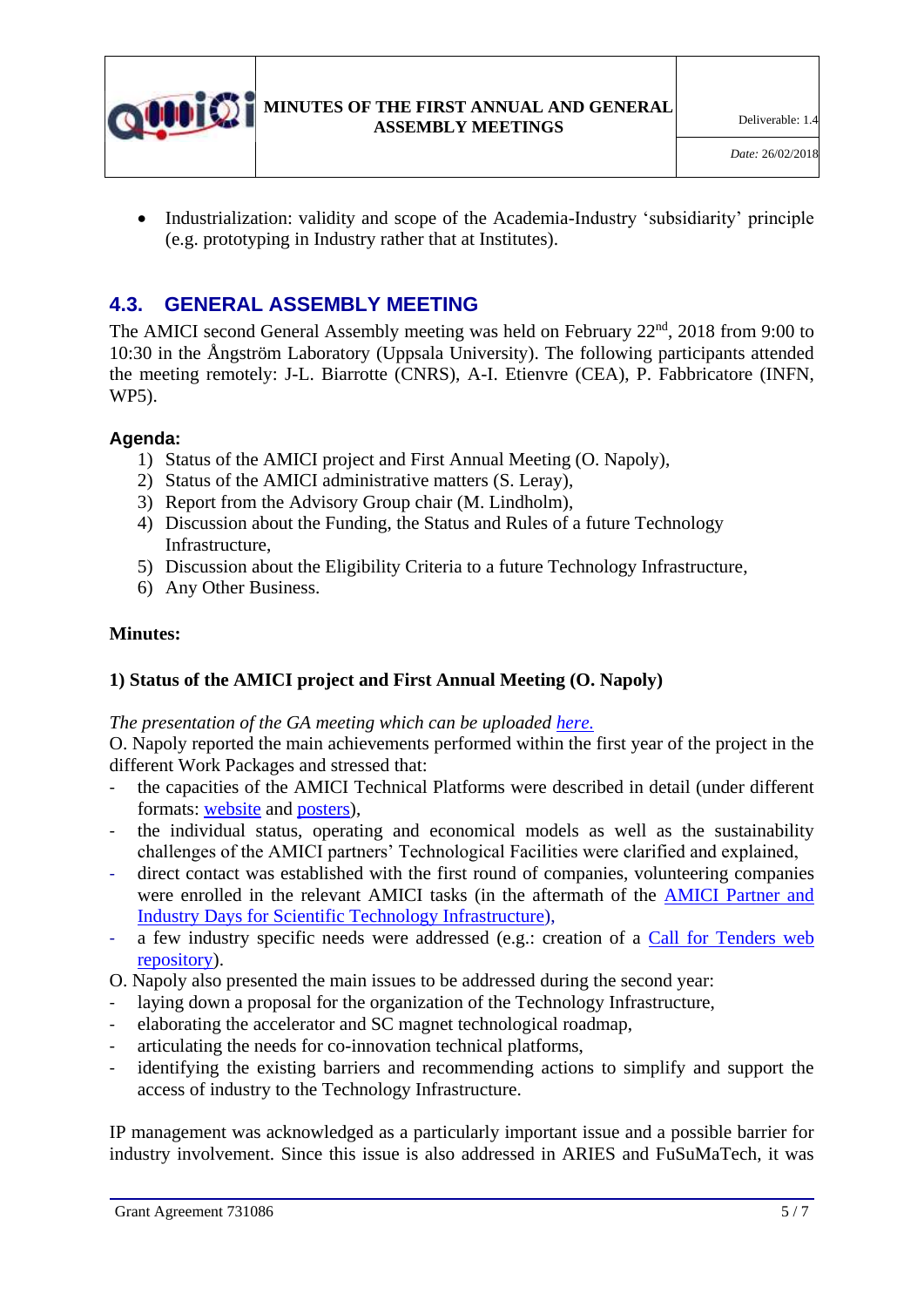- Industrialization: validity and scope of the Academia-Industry 'subsidiarity' principle (e.g. prototyping in Industry rather that at Institutes).

## 4.3. GENERAL ASSEMBLY MEETING

The AMICI second General Assembly meeting was held on February 22nd, 2018 from 9:00 to 10:30 in the Ångström Laboratory (Uppsala University). The following participants attended the meeting remotely: J-L. Biarrotte (CNRS), A-I. Etienvre (CEA), P. Fabbricatore (INFN, WP5).

**Agenda:**

1) Status of the AMICI project and First Annual Meeting (O. Napoly),
2) Status of the AMICI administrative matters (S. Leray),
3) Report from the Advisory Group chair (M. Lindholm),
4) Discussion about the Funding, the Status and Rules of a future Technology Infrastructure,
5) Discussion about the Eligibility Criteria to a future Technology Infrastructure,
6) Any Other Business.

**Minutes:**

**1) Status of the AMICI project and First Annual Meeting (O. Napoly)**

*The presentation of the GA meeting which can be uploaded here.*

O. Napoly reported the main achievements performed within the first year of the project in the different Work Packages and stressed that:

- the capacities of the AMICI Technical Platforms were described in detail (under different formats: website and posters),
- the individual status, operating and economical models as well as the sustainability challenges of the AMICI partners' Technological Facilities were clarified and explained,
- direct contact was established with the first round of companies, volunteering companies were enrolled in the relevant AMICI tasks (in the aftermath of the AMICI Partner and Industry Days for Scientific Technology Infrastructure),
- a few industry specific needs were addressed (e.g.: creation of a Call for Tenders web repository).

O. Napoly also presented the main issues to be addressed during the second year:

- laying down a proposal for the organization of the Technology Infrastructure,
- elaborating the accelerator and SC magnet technological roadmap,
- articulating the needs for co-innovation technical platforms,
- identifying the existing barriers and recommending actions to simplify and support the access of industry to the Technology Infrastructure.

IP management was acknowledged as a particularly important issue and a possible barrier for industry involvement. Since this issue is also addressed in ARIES and FuSuMaTech, it was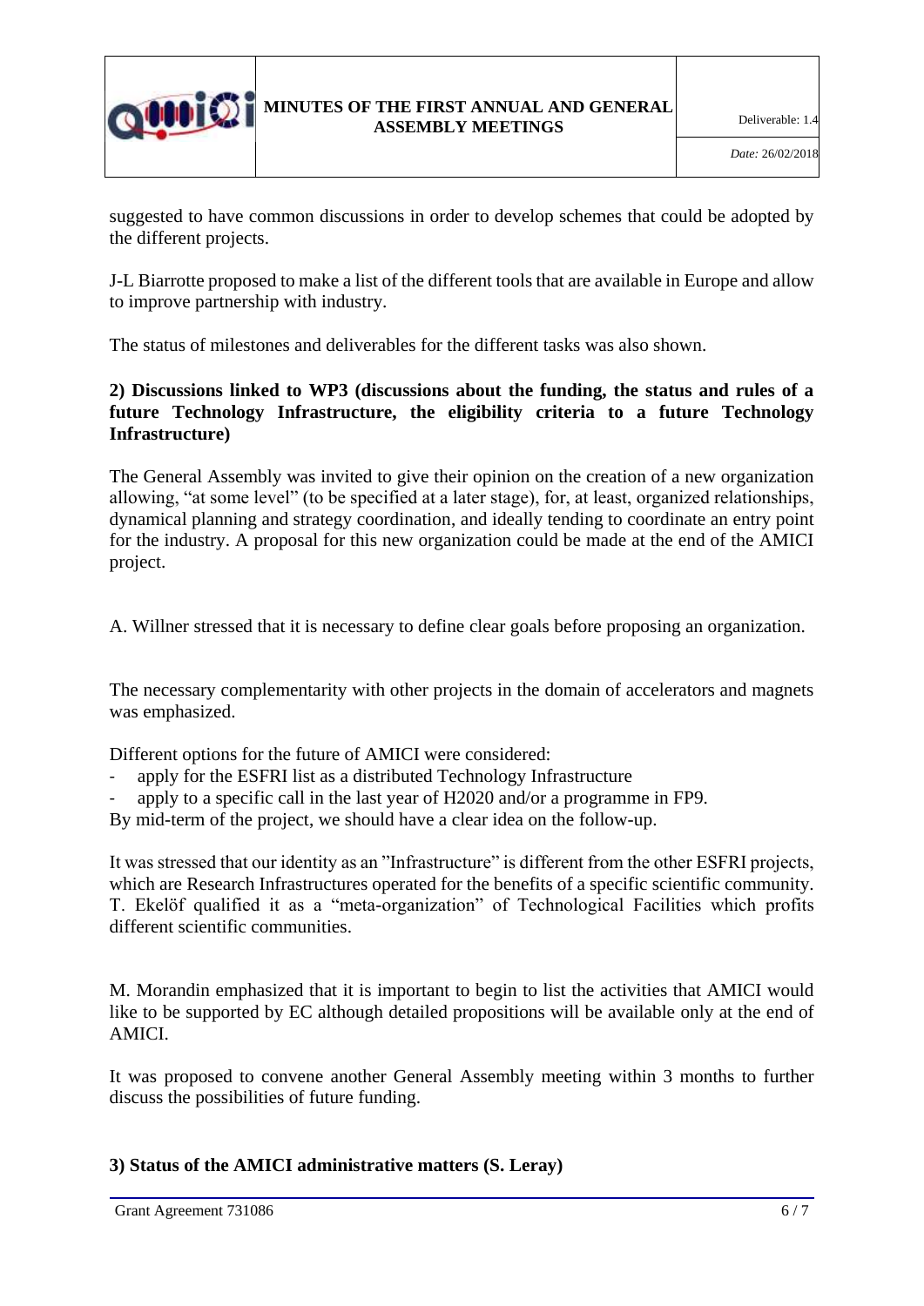suggested to have common discussions in order to develop schemes that could be adopted by the different projects.

J-L Biarrotte proposed to make a list of the different tools that are available in Europe and allow to improve partnership with industry.

The status of milestones and deliverables for the different tasks was also shown.

**2) Discussions linked to WP3 (discussions about the funding, the status and rules of a future Technology Infrastructure, the eligibility criteria to a future Technology Infrastructure)**

The General Assembly was invited to give their opinion on the creation of a new organization allowing, "at some level" (to be specified at a later stage), for, at least, organized relationships, dynamical planning and strategy coordination, and ideally tending to coordinate an entry point for the industry. A proposal for this new organization could be made at the end of the AMICI project.

A. Willner stressed that it is necessary to define clear goals before proposing an organization.

The necessary complementarity with other projects in the domain of accelerators and magnets was emphasized.

Different options for the future of AMICI were considered:

- apply for the ESFRI list as a distributed Technology Infrastructure
- apply to a specific call in the last year of H2020 and/or a programme in FP9.

By mid-term of the project, we should have a clear idea on the follow-up.

It was stressed that our identity as an "Infrastructure" is different from the other ESFRI projects, which are Research Infrastructures operated for the benefits of a specific scientific community. T. Ekelöf qualified it as a "meta-organization" of Technological Facilities which profits different scientific communities.

M. Morandin emphasized that it is important to begin to list the activities that AMICI would like to be supported by EC although detailed propositions will be available only at the end of AMICI.

It was proposed to convene another General Assembly meeting within 3 months to further discuss the possibilities of future funding.

**3) Status of the AMICI administrative matters (S. Leray)**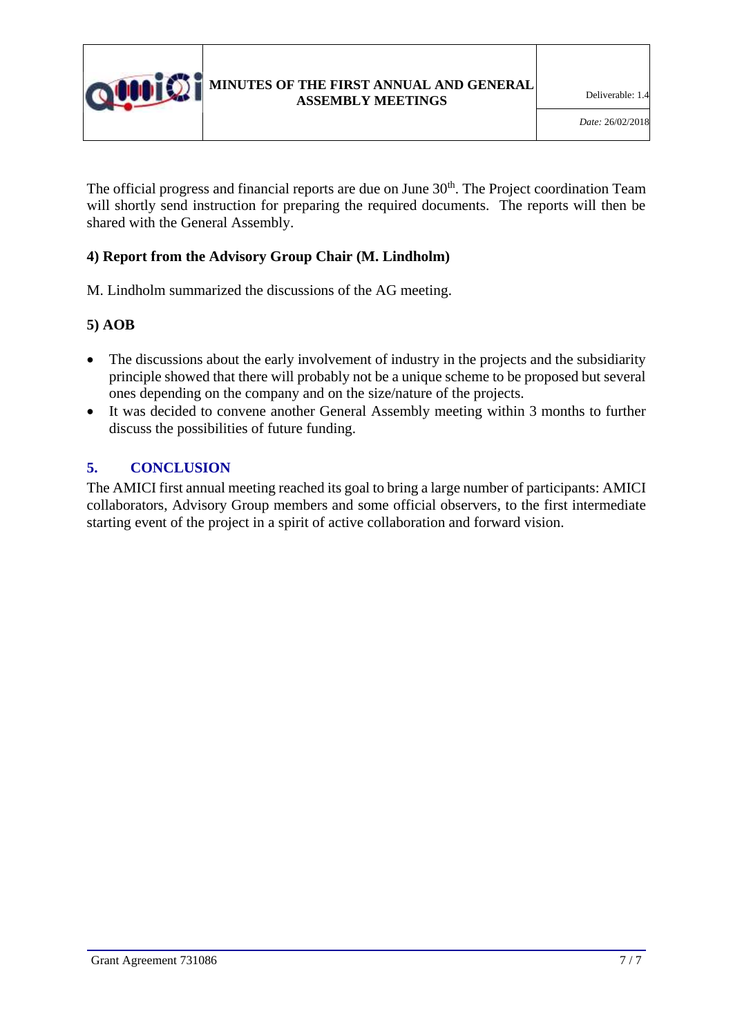The official progress and financial reports are due on June 30th. The Project coordination Team will shortly send instruction for preparing the required documents. The reports will then be shared with the General Assembly.

**4) Report from the Advisory Group Chair (M. Lindholm)**

M. Lindholm summarized the discussions of the AG meeting.

**5) AOB**

- The discussions about the early involvement of industry in the projects and the subsidiarity principle showed that there will probably not be a unique scheme to be proposed but several ones depending on the company and on the size/nature of the projects.
- It was decided to convene another General Assembly meeting within 3 months to further discuss the possibilities of future funding.

## 5. CONCLUSION

The AMICI first annual meeting reached its goal to bring a large number of participants: AMICI collaborators, Advisory Group members and some official observers, to the first intermediate starting event of the project in a spirit of active collaboration and forward vision.